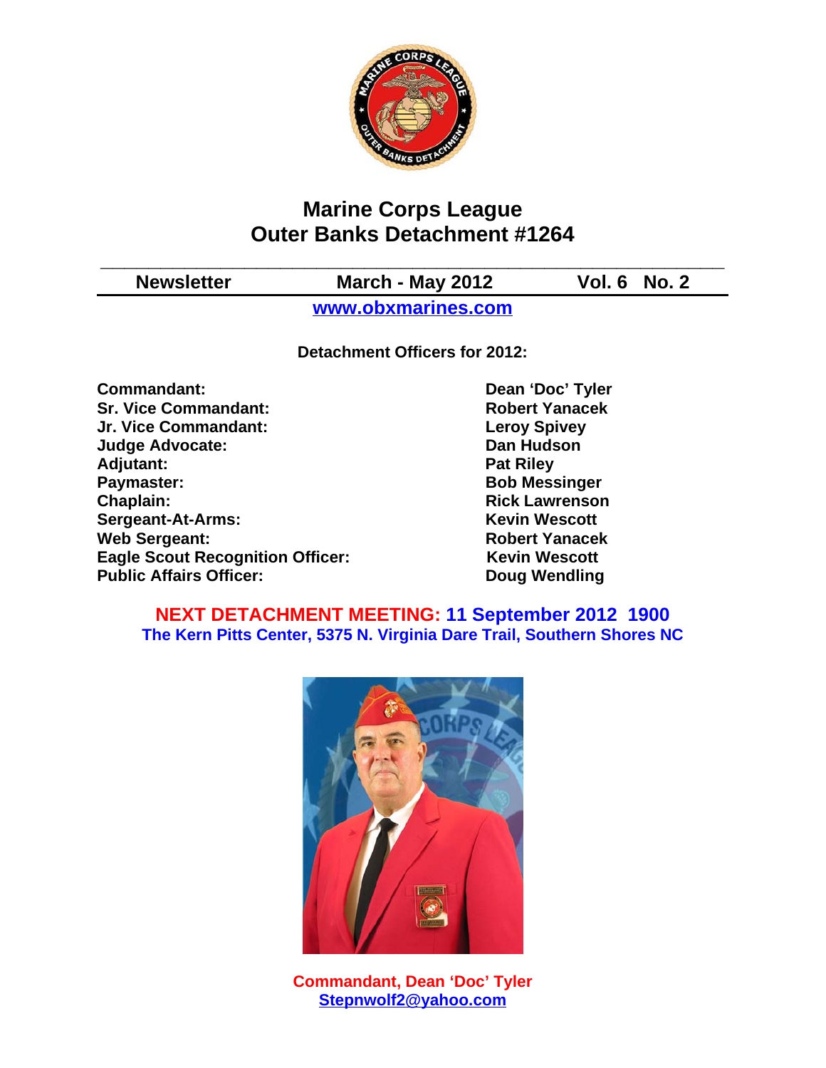# Marine Corps League
# Outer Banks Detachment #1264

| Newsletter | March - May 2012 | Vol. 6 No. 2 |
|---|---|---|

**www.obxmarines.com**

**Detachment Officers for 2012:**

| | |
|---|---|
| **Commandant:** | **Dean 'Doc' Tyler** |
| **Sr. Vice Commandant:** | **Robert Yanacek** |
| **Jr. Vice Commandant:** | **Leroy Spivey** |
| **Judge Advocate:** | **Dan Hudson** |
| **Adjutant:** | **Pat Riley** |
| **Paymaster:** | **Bob Messinger** |
| **Chaplain:** | **Rick Lawrenson** |
| **Sergeant-At-Arms:** | **Kevin Wescott** |
| **Web Sergeant:** | **Robert Yanacek** |
| **Eagle Scout Recognition Officer:** | **Kevin Wescott** |
| **Public Affairs Officer:** | **Doug Wendling** |

**NEXT DETACHMENT MEETING: 11 September 2012 1900**
**The Kern Pitts Center, 5375 N. Virginia Dare Trail, Southern Shores NC**

**Commandant, Dean 'Doc' Tyler**
**Stepnwolf2@yahoo.com**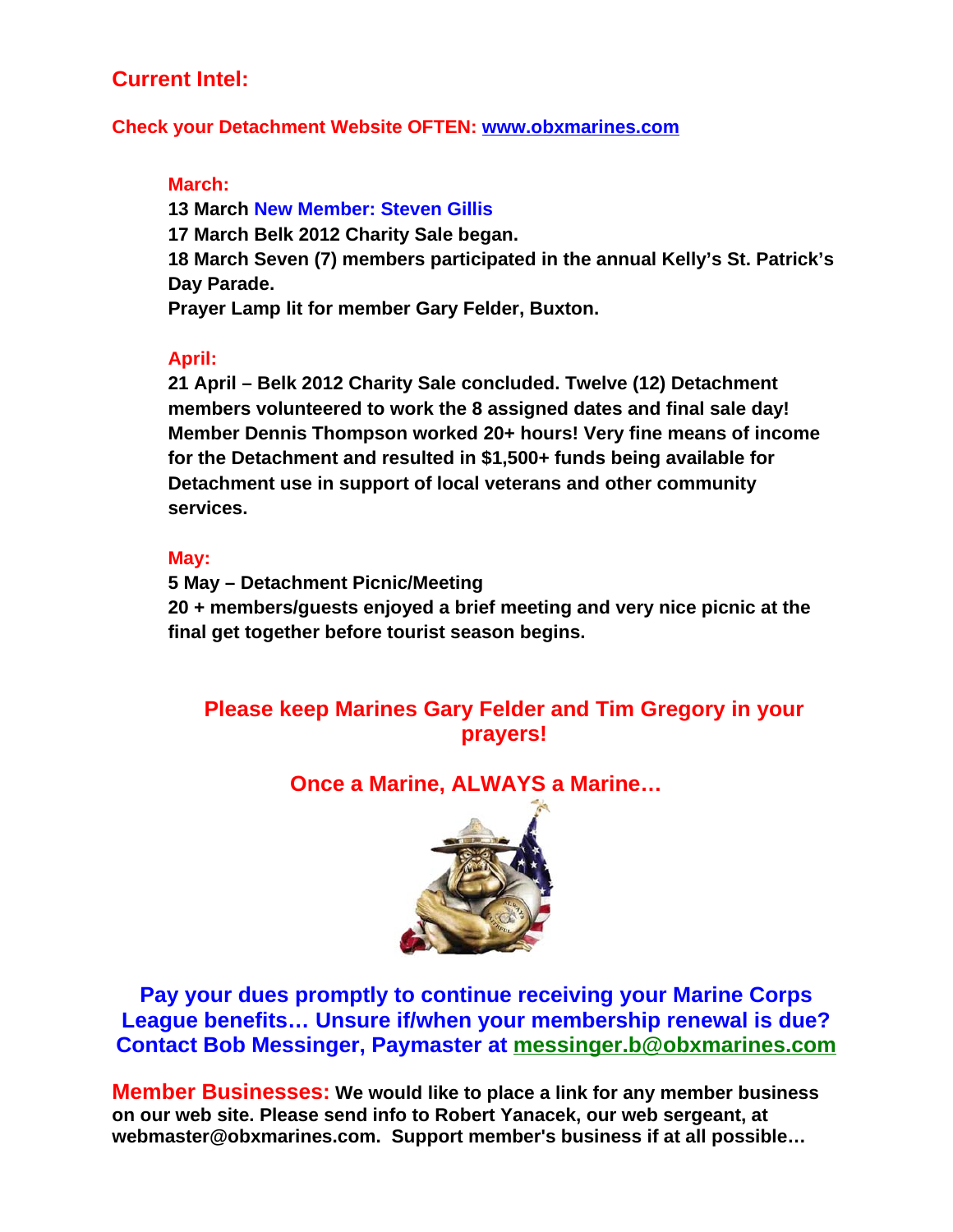## Current Intel:

**Check your Detachment Website OFTEN: www.obxmarines.com**

**March:**

**13 March New Member: Steven Gillis**

**17 March Belk 2012 Charity Sale began.**

**18 March Seven (7) members participated in the annual Kelly's St. Patrick's Day Parade.**

**Prayer Lamp lit for member Gary Felder, Buxton.**

**April:**

**21 April – Belk 2012 Charity Sale concluded. Twelve (12) Detachment members volunteered to work the 8 assigned dates and final sale day! Member Dennis Thompson worked 20+ hours! Very fine means of income for the Detachment and resulted in $1,500+ funds being available for Detachment use in support of local veterans and other community services.**

**May:**

**5 May – Detachment Picnic/Meeting**

**20 + members/guests enjoyed a brief meeting and very nice picnic at the final get together before tourist season begins.**

**Please keep Marines Gary Felder and Tim Gregory in your prayers!**

**Once a Marine, ALWAYS a Marine…**

**Pay your dues promptly to continue receiving your Marine Corps League benefits… Unsure if/when your membership renewal is due? Contact Bob Messinger, Paymaster at messinger.b@obxmarines.com**

**Member Businesses:** **We would like to place a link for any member business on our web site. Please send info to Robert Yanacek, our web sergeant, at webmaster@obxmarines.com. Support member's business if at all possible…**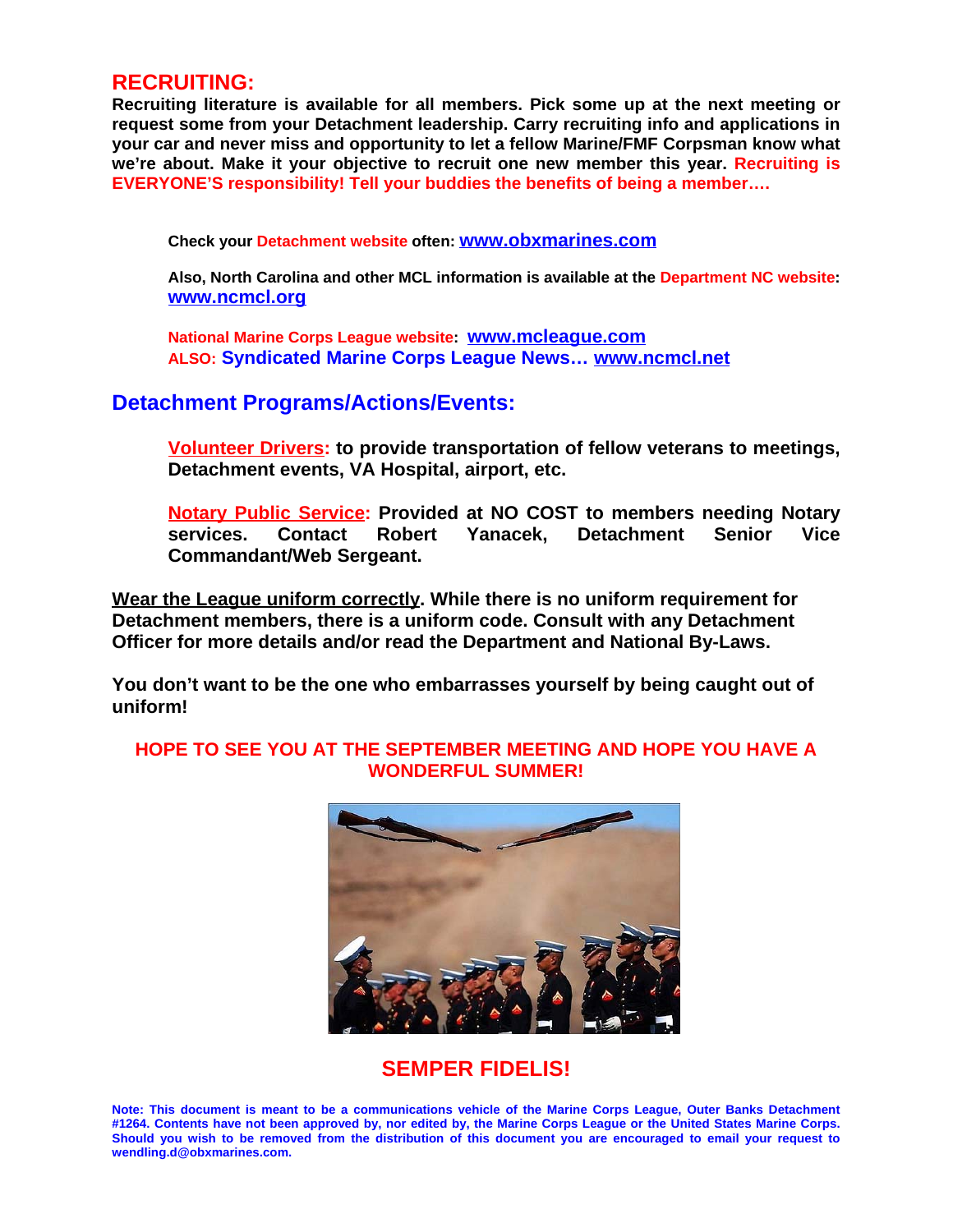## RECRUITING:

**Recruiting literature is available for all members. Pick some up at the next meeting or request some from your Detachment leadership. Carry recruiting info and applications in your car and never miss and opportunity to let a fellow Marine/FMF Corpsman know what we're about. Make it your objective to recruit one new member this year. Recruiting is EVERYONE'S responsibility! Tell your buddies the benefits of being a member….**

**Check your Detachment website often: www.obxmarines.com**

**Also, North Carolina and other MCL information is available at the Department NC website: www.ncmcl.org**

**National Marine Corps League website: www.mcleague.com**
**ALSO: Syndicated Marine Corps League News… www.ncmcl.net**

## Detachment Programs/Actions/Events:

**Volunteer Drivers: to provide transportation of fellow veterans to meetings, Detachment events, VA Hospital, airport, etc.**

**Notary Public Service: Provided at NO COST to members needing Notary services. Contact Robert Yanacek, Detachment Senior Vice Commandant/Web Sergeant.**

**Wear the League uniform correctly. While there is no uniform requirement for Detachment members, there is a uniform code. Consult with any Detachment Officer for more details and/or read the Department and National By-Laws.**

**You don't want to be the one who embarrasses yourself by being caught out of uniform!**

**HOPE TO SEE YOU AT THE SEPTEMBER MEETING AND HOPE YOU HAVE A WONDERFUL SUMMER!**

## SEMPER FIDELIS!

**Note: This document is meant to be a communications vehicle of the Marine Corps League, Outer Banks Detachment #1264. Contents have not been approved by, nor edited by, the Marine Corps League or the United States Marine Corps. Should you wish to be removed from the distribution of this document you are encouraged to email your request to wendling.d@obxmarines.com.**